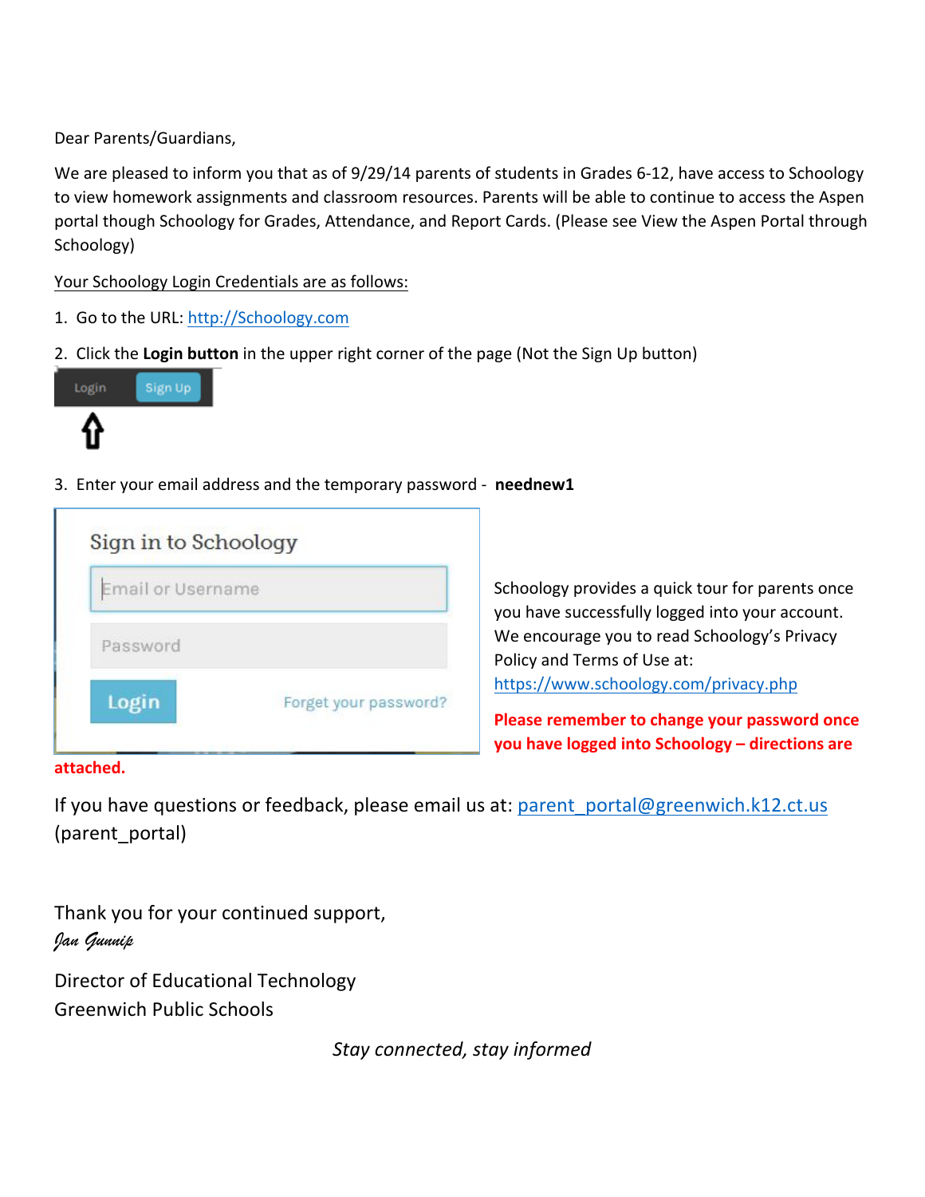Dear Parents/Guardians,

We are pleased to inform you that as of 9/29/14 parents of students in Grades 6-12, have access to Schoology to view homework assignments and classroom resources. Parents will be able to continue to access the Aspen portal though Schoology for Grades, Attendance, and Report Cards. (Please see View the Aspen Portal through Schoology)

<u>Your Schoology Login Credentials are as follows:</u>

1. Go to the URL: [http://Schoology.com](http://Schoology.com)
2. Click the **Login button** in the upper right corner of the page (Not the Sign Up button)

Login Sign Up

⇧

3. Enter your email address and the temporary password - **neednew1**

Sign in to Schoology

Email or Username

Password

Login Forget your password?

Schoology provides a quick tour for parents once you have successfully logged into your account. We encourage you to read Schoology's Privacy Policy and Terms of Use at: [https://www.schoology.com/privacy.php](https://www.schoology.com/privacy.php)

**Please remember to change your password once you have logged into Schoology – directions are attached.**

If you have questions or feedback, please email us at: [parent_portal@greenwich.k12.ct.us](mailto:parent_portal@greenwich.k12.ct.us) (parent_portal)

Thank you for your continued support,

*Jan Gunnip*

Director of Educational Technology
Greenwich Public Schools

*Stay connected, stay informed*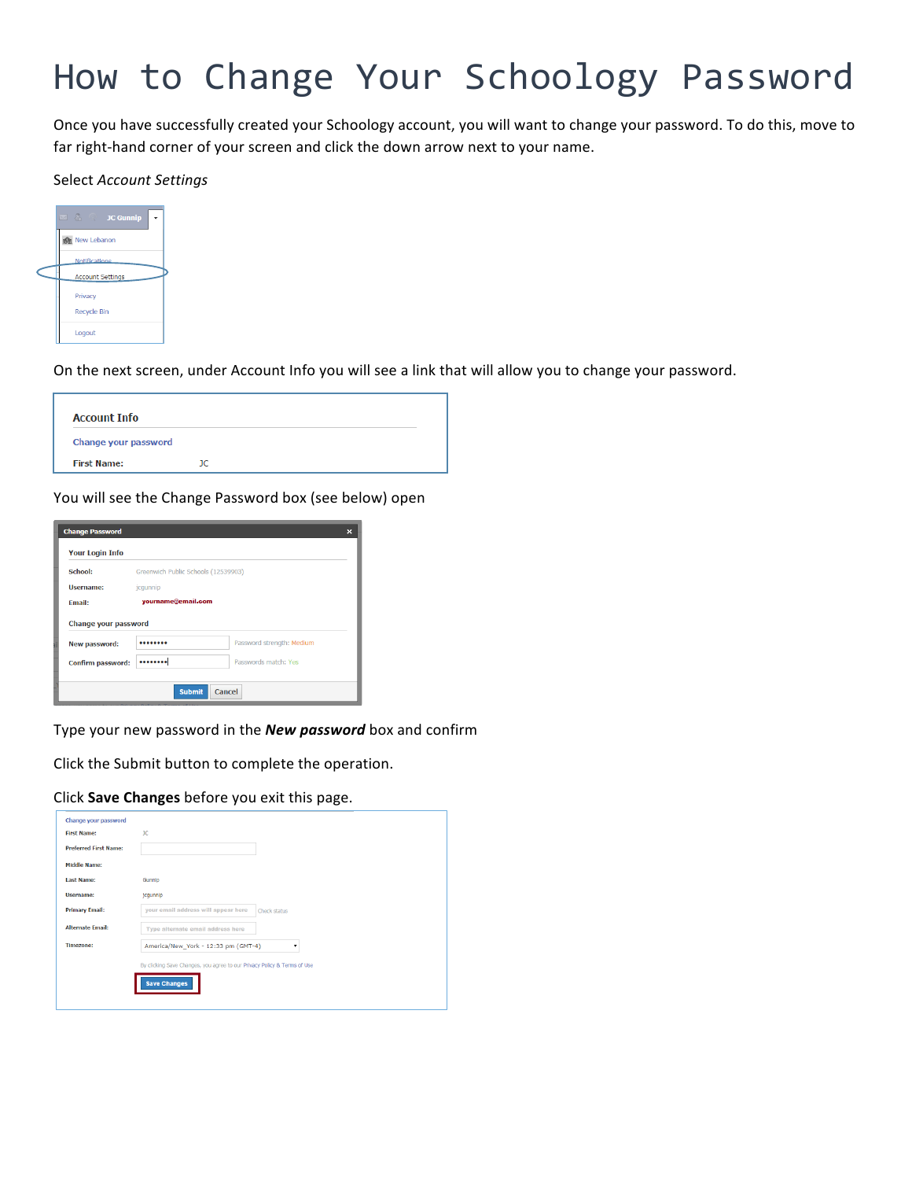# How to Change Your Schoology Password

Once you have successfully created your Schoology account, you will want to change your password. To do this, move to far right-hand corner of your screen and click the down arrow next to your name.

Select *Account Settings*

On the next screen, under Account Info you will see a link that will allow you to change your password.

You will see the Change Password box (see below) open

Type your new password in the ***New password*** box and confirm

Click the Submit button to complete the operation.

Click **Save Changes** before you exit this page.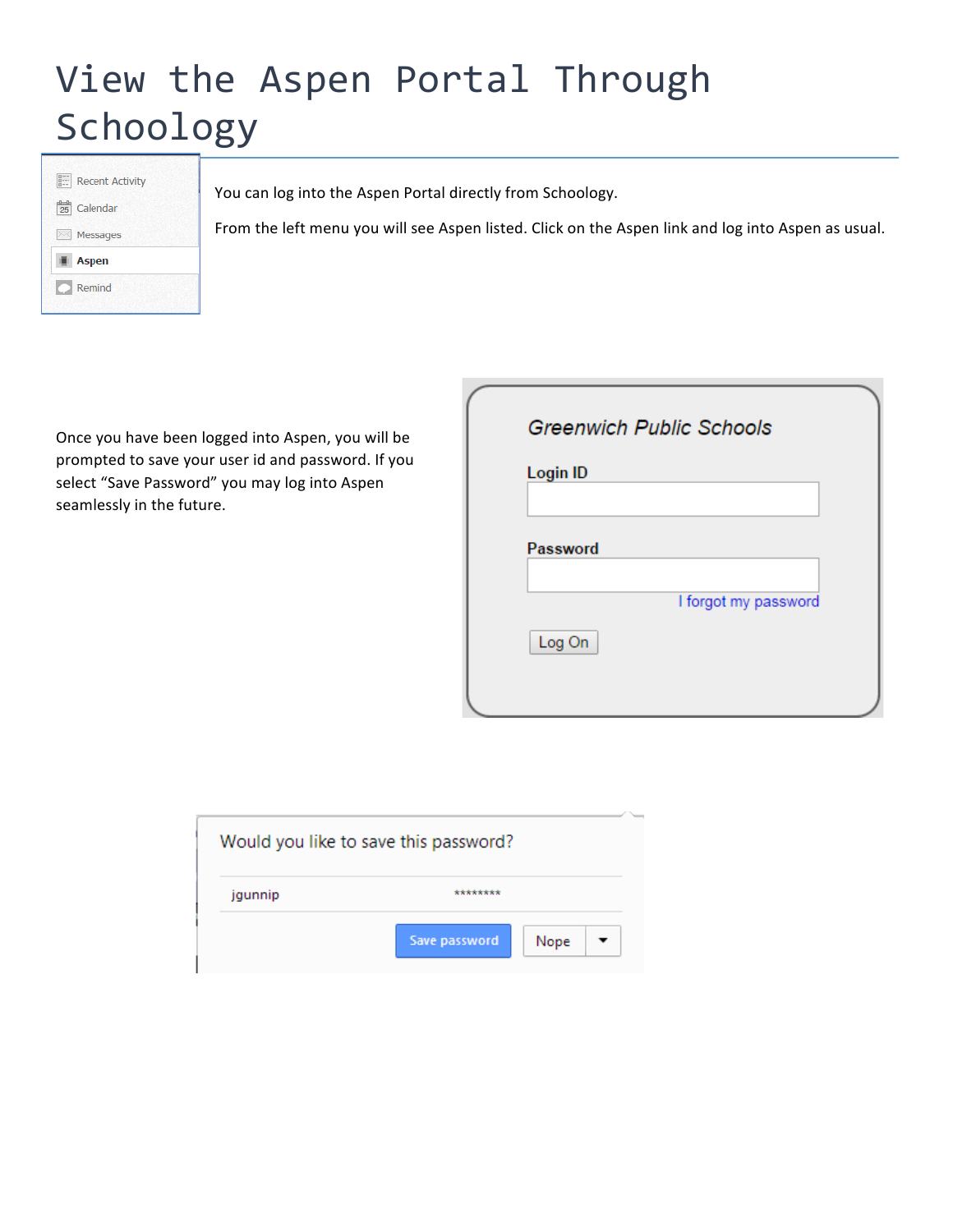# View the Aspen Portal Through Schoology

You can log into the Aspen Portal directly from Schoology.

From the left menu you will see Aspen listed. Click on the Aspen link and log into Aspen as usual.

Once you have been logged into Aspen, you will be prompted to save your user id and password. If you select “Save Password” you may log into Aspen seamlessly in the future.